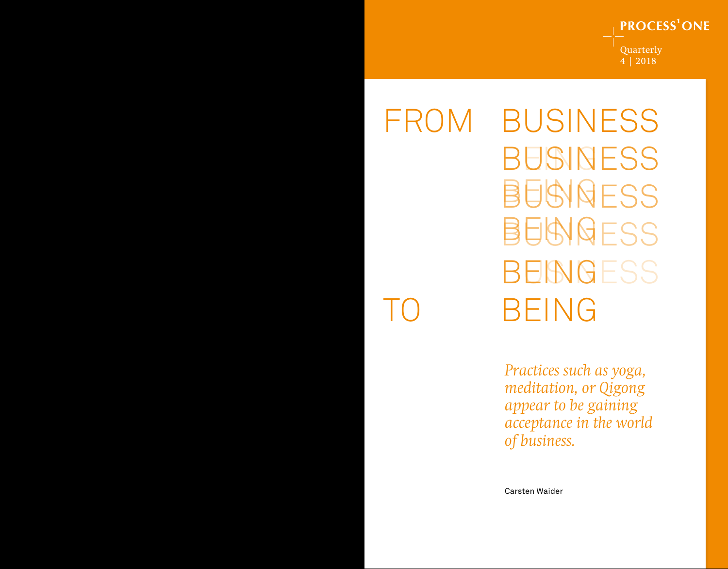PROCESS[1]ONE

Quarterly
4 | 2018

# FROM BUSINESS TO BEING

*Practices such as yoga, meditation, or Qigong appear to be gaining acceptance in the world of business.*

Carsten Waider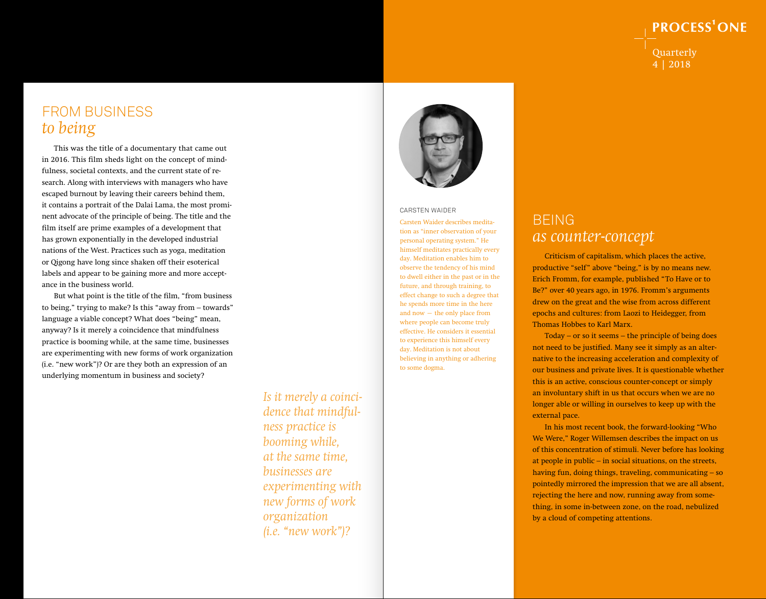## FROM BUSINESS *to being*

This was the title of a documentary that came out in 2016. This film sheds light on the concept of mindfulness, societal contexts, and the current state of research. Along with interviews with managers who have escaped burnout by leaving their careers behind them, it contains a portrait of the Dalai Lama, the most prominent advocate of the principle of being. The title and the film itself are prime examples of a development that has grown exponentially in the developed industrial nations of the West. Practices such as yoga, meditation or Qigong have long since shaken off their esoterical labels and appear to be gaining more and more acceptance in the business world.

But what point is the title of the film, "from business to being," trying to make? Is this "away from – towards" language a viable concept? What does "being" mean, anyway? Is it merely a coincidence that mindfulness practice is booming while, at the same time, businesses are experimenting with new forms of work organization (i.e. "new work")? Or are they both an expression of an underlying momentum in business and society?

*Is it merely a coincidence that mindfulness practice is booming while, at the same time, businesses are experimenting with new forms of work organization (i.e. "new work")?*

CARSTEN WAIDER

Carsten Waider describes meditation as "inner observation of your personal operating system." He himself meditates practically every day. Meditation enables him to observe the tendency of his mind to dwell either in the past or in the future, and through training, to effect change to such a degree that he spends more time in the here and now — the only place from where people can become truly effective. He considers it essential to experience this himself every day. Meditation is not about believing in anything or adhering to some dogma.

## BEING *as counter-concept*

Criticism of capitalism, which places the active, productive "self" above "being," is by no means new. Erich Fromm, for example, published "To Have or to Be?" over 40 years ago, in 1976. Fromm's arguments drew on the great and the wise from across different epochs and cultures: from Laozi to Heidegger, from Thomas Hobbes to Karl Marx.

Today – or so it seems – the principle of being does not need to be justified. Many see it simply as an alternative to the increasing acceleration and complexity of our business and private lives. It is questionable whether this is an active, conscious counter-concept or simply an involuntary shift in us that occurs when we are no longer able or willing in ourselves to keep up with the external pace.

In his most recent book, the forward-looking "Who We Were," Roger Willemsen describes the impact on us of this concentration of stimuli. Never before has looking at people in public – in social situations, on the streets, having fun, doing things, traveling, communicating – so pointedly mirrored the impression that we are all absent, rejecting the here and now, running away from something, in some in-between zone, on the road, nebulized by a cloud of competing attentions.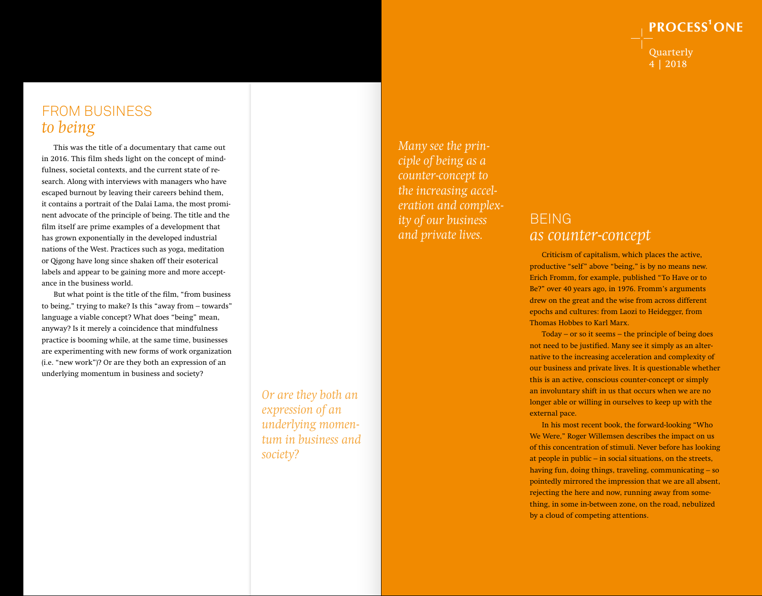## FROM BUSINESS *to being*

This was the title of a documentary that came out in 2016. This film sheds light on the concept of mindfulness, societal contexts, and the current state of research. Along with interviews with managers who have escaped burnout by leaving their careers behind them, it contains a portrait of the Dalai Lama, the most prominent advocate of the principle of being. The title and the film itself are prime examples of a development that has grown exponentially in the developed industrial nations of the West. Practices such as yoga, meditation or Qigong have long since shaken off their esoterical labels and appear to be gaining more and more acceptance in the business world.

But what point is the title of the film, "from business to being," trying to make? Is this "away from – towards" language a viable concept? What does "being" mean, anyway? Is it merely a coincidence that mindfulness practice is booming while, at the same time, businesses are experimenting with new forms of work organization (i.e. "new work")? Or are they both an expression of an underlying momentum in business and society?

*Or are they both an expression of an underlying momentum in business and society?*

*Many see the principle of being as a counter-concept to the increasing acceleration and complexity of our business and private lives.*

## BEING *as counter-concept*

Criticism of capitalism, which places the active, productive "self" above "being," is by no means new. Erich Fromm, for example, published "To Have or to Be?" over 40 years ago, in 1976. Fromm's arguments drew on the great and the wise from across different epochs and cultures: from Laozi to Heidegger, from Thomas Hobbes to Karl Marx.

Today – or so it seems – the principle of being does not need to be justified. Many see it simply as an alternative to the increasing acceleration and complexity of our business and private lives. It is questionable whether this is an active, conscious counter-concept or simply an involuntary shift in us that occurs when we are no longer able or willing in ourselves to keep up with the external pace.

In his most recent book, the forward-looking "Who We Were," Roger Willemsen describes the impact on us of this concentration of stimuli. Never before has looking at people in public – in social situations, on the streets, having fun, doing things, traveling, communicating – so pointedly mirrored the impression that we are all absent, rejecting the here and now, running away from something, in some in-between zone, on the road, nebulized by a cloud of competing attentions.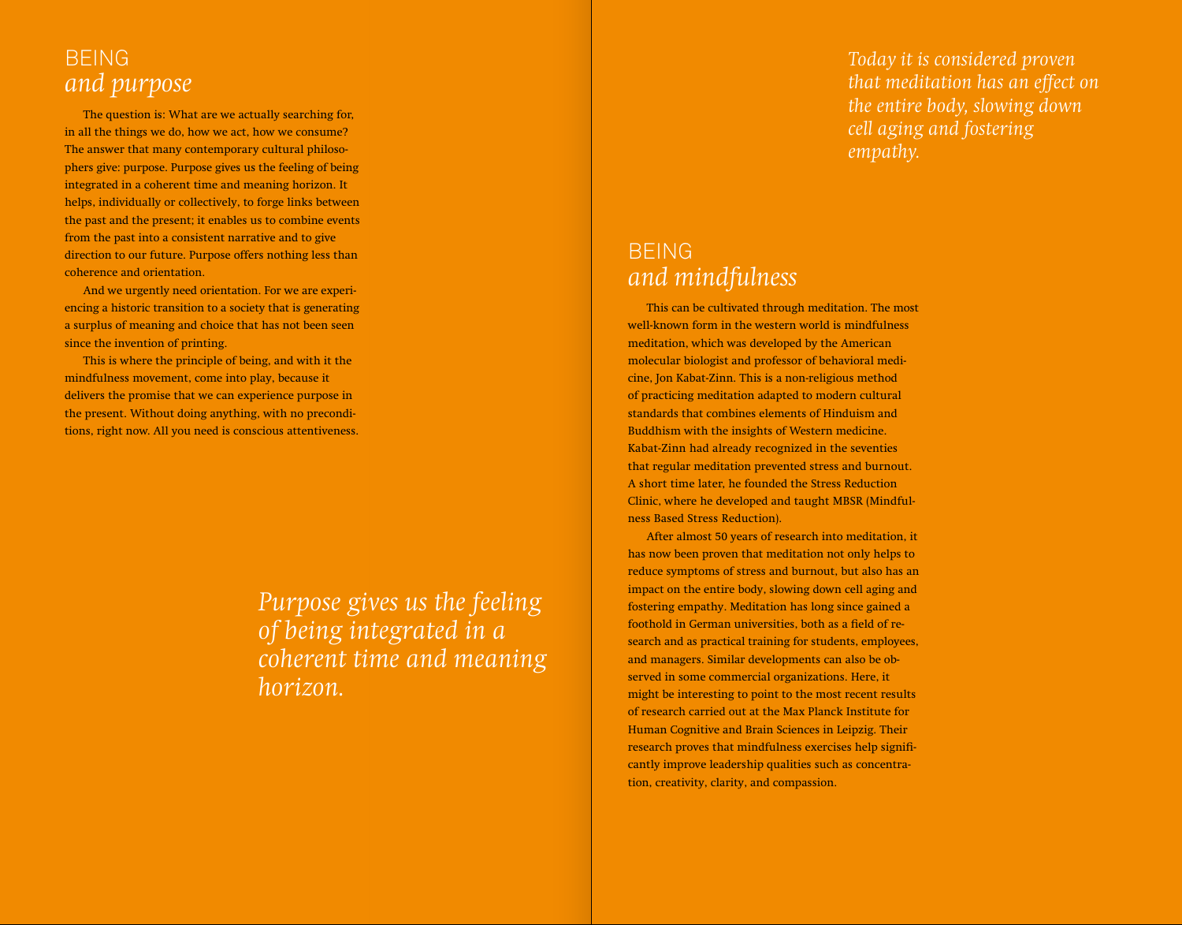## BEING *and purpose*

The question is: What are we actually searching for, in all the things we do, how we act, how we consume? The answer that many contemporary cultural philosophers give: purpose. Purpose gives us the feeling of being integrated in a coherent time and meaning horizon. It helps, individually or collectively, to forge links between the past and the present; it enables us to combine events from the past into a consistent narrative and to give direction to our future. Purpose offers nothing less than coherence and orientation.

And we urgently need orientation. For we are experiencing a historic transition to a society that is generating a surplus of meaning and choice that has not been seen since the invention of printing.

This is where the principle of being, and with it the mindfulness movement, come into play, because it delivers the promise that we can experience purpose in the present. Without doing anything, with no preconditions, right now. All you need is conscious attentiveness.

*Purpose gives us the feeling of being integrated in a coherent time and meaning horizon.*

*Today it is considered proven that meditation has an effect on the entire body, slowing down cell aging and fostering empathy.*

## BEING *and mindfulness*

This can be cultivated through meditation. The most well-known form in the western world is mindfulness meditation, which was developed by the American molecular biologist and professor of behavioral medicine, Jon Kabat-Zinn. This is a non-religious method of practicing meditation adapted to modern cultural standards that combines elements of Hinduism and Buddhism with the insights of Western medicine. Kabat-Zinn had already recognized in the seventies that regular meditation prevented stress and burnout. A short time later, he founded the Stress Reduction Clinic, where he developed and taught MBSR (Mindfulness Based Stress Reduction).

After almost 50 years of research into meditation, it has now been proven that meditation not only helps to reduce symptoms of stress and burnout, but also has an impact on the entire body, slowing down cell aging and fostering empathy. Meditation has long since gained a foothold in German universities, both as a field of research and as practical training for students, employees, and managers. Similar developments can also be observed in some commercial organizations. Here, it might be interesting to point to the most recent results of research carried out at the Max Planck Institute for Human Cognitive and Brain Sciences in Leipzig. Their research proves that mindfulness exercises help significantly improve leadership qualities such as concentration, creativity, clarity, and compassion.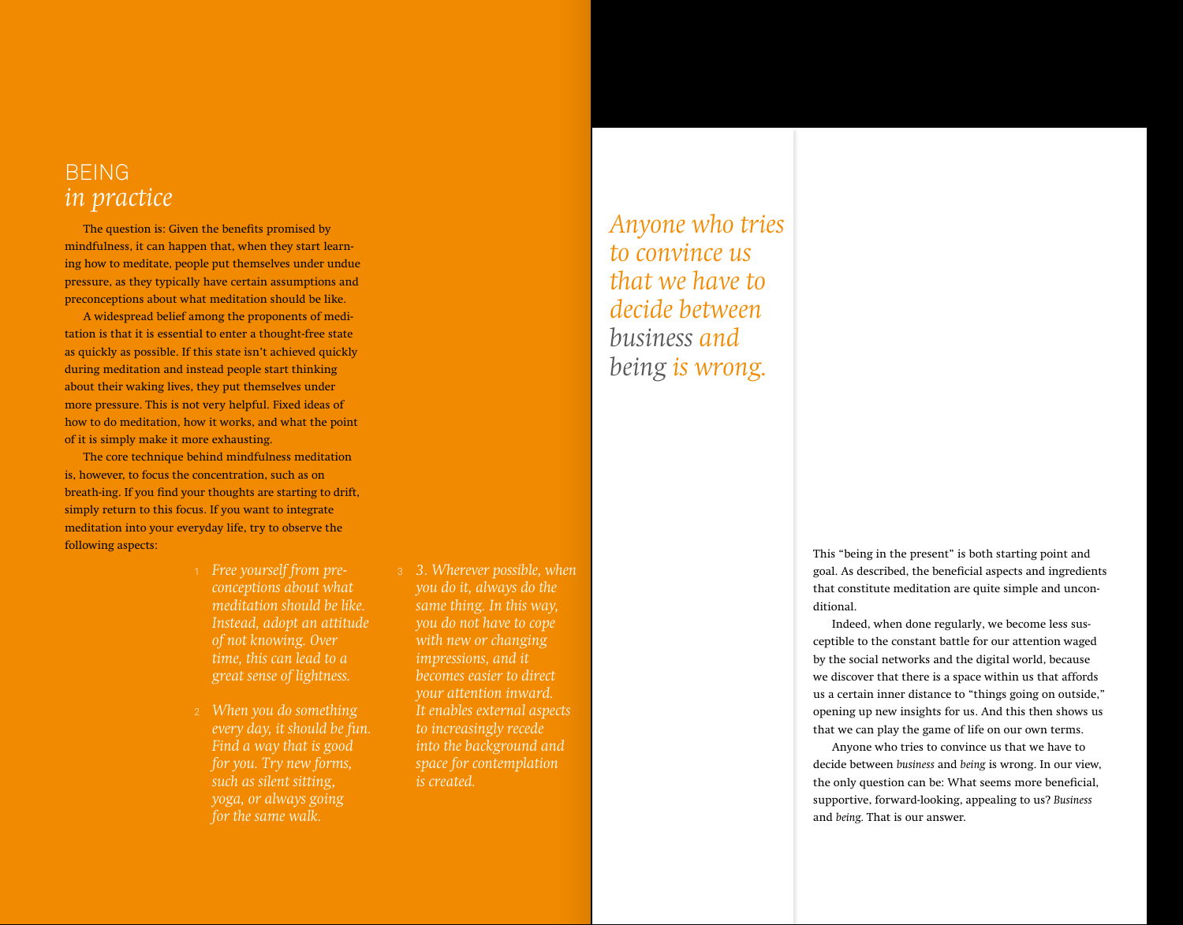# BEING *in practice*

The question is: Given the benefits promised by mindfulness, it can happen that, when they start learning how to meditate, people put themselves under undue pressure, as they typically have certain assumptions and preconceptions about what meditation should be like.

A widespread belief among the proponents of meditation is that it is essential to enter a thought-free state as quickly as possible. If this state isn't achieved quickly during meditation and instead people start thinking about their waking lives, they put themselves under more pressure. This is not very helpful. Fixed ideas of how to do meditation, how it works, and what the point of it is simply make it more exhausting.

The core technique behind mindfulness meditation is, however, to focus the concentration, such as on breath-ing. If you find your thoughts are starting to drift, simply return to this focus. If you want to integrate meditation into your everyday life, try to observe the following aspects:

1. *Free yourself from preconceptions about what meditation should be like. Instead, adopt an attitude of not knowing. Over time, this can lead to a great sense of lightness.*

2. *When you do something every day, it should be fun. Find a way that is good for you. Try new forms, such as silent sitting, yoga, or always going for the same walk.*

3. *3. Wherever possible, when you do it, always do the same thing. In this way, you do not have to cope with new or changing impressions, and it becomes easier to direct your attention inward. It enables external aspects to increasingly recede into the background and space for contemplation is created.*

*Anyone who tries to convince us that we have to decide between business and being is wrong.*

This "being in the present" is both starting point and goal. As described, the beneficial aspects and ingredients that constitute meditation are quite simple and unconditional.

Indeed, when done regularly, we become less susceptible to the constant battle for our attention waged by the social networks and the digital world, because we discover that there is a space within us that affords us a certain inner distance to "things going on outside," opening up new insights for us. And this then shows us that we can play the game of life on our own terms.

Anyone who tries to convince us that we have to decide between *business* and *being* is wrong. In our view, the only question can be: What seems more beneficial, supportive, forward-looking, appealing to us? *Business* and *being*. That is our answer.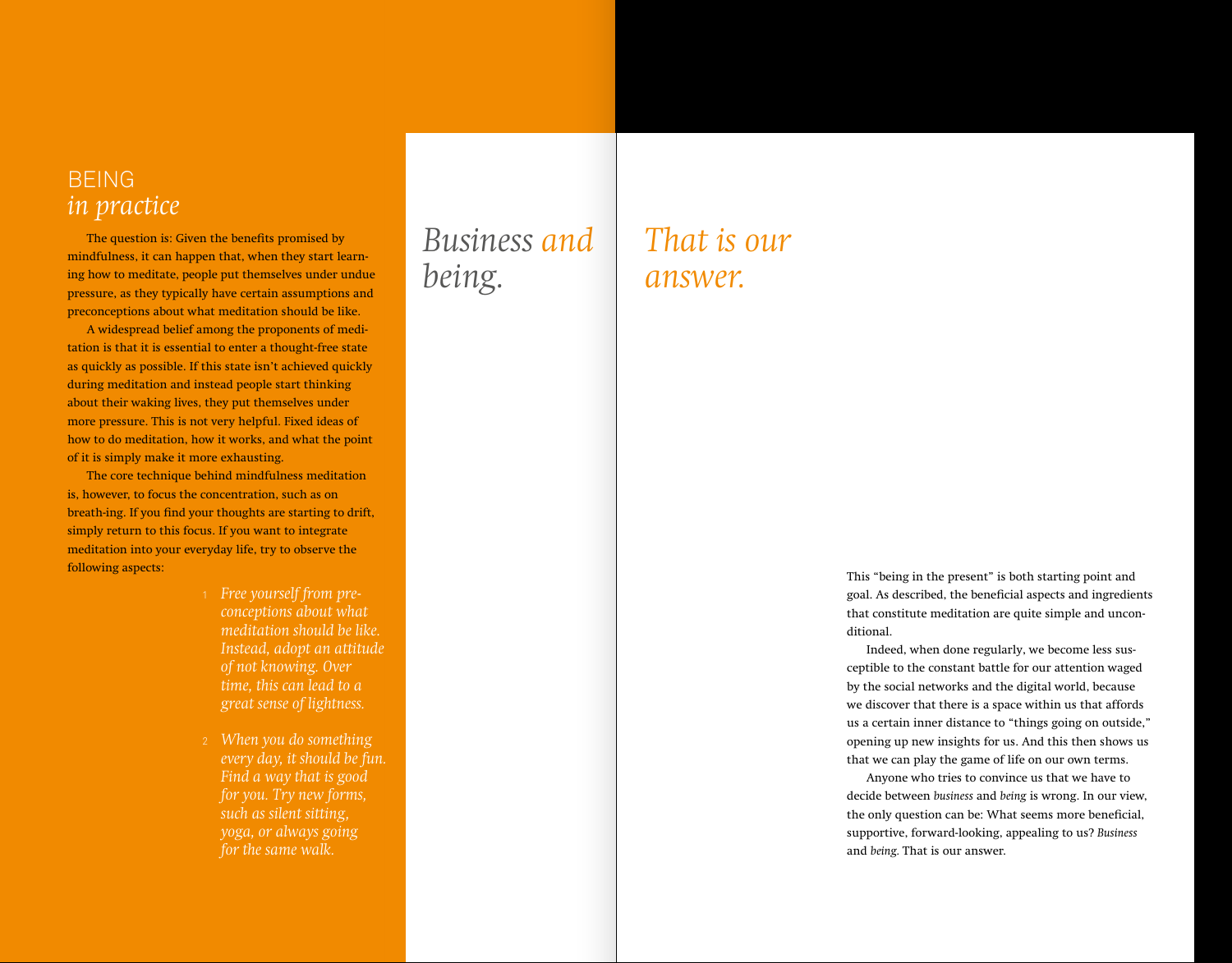## BEING *in practice*

The question is: Given the benefits promised by mindfulness, it can happen that, when they start learning how to meditate, people put themselves under undue pressure, as they typically have certain assumptions and preconceptions about what meditation should be like.

A widespread belief among the proponents of meditation is that it is essential to enter a thought-free state as quickly as possible. If this state isn't achieved quickly during meditation and instead people start thinking about their waking lives, they put themselves under more pressure. This is not very helpful. Fixed ideas of how to do meditation, how it works, and what the point of it is simply make it more exhausting.

The core technique behind mindfulness meditation is, however, to focus the concentration, such as on breath-ing. If you find your thoughts are starting to drift, simply return to this focus. If you want to integrate meditation into your everyday life, try to observe the following aspects:

1. *Free yourself from preconceptions about what meditation should be like. Instead, adopt an attitude of not knowing. Over time, this can lead to a great sense of lightness.*
2. *When you do something every day, it should be fun. Find a way that is good for you. Try new forms, such as silent sitting, yoga, or always going for the same walk.*

# *Business and being.*

# *That is our answer.*

This "being in the present" is both starting point and goal. As described, the beneficial aspects and ingredients that constitute meditation are quite simple and unconditional.

Indeed, when done regularly, we become less susceptible to the constant battle for our attention waged by the social networks and the digital world, because we discover that there is a space within us that affords us a certain inner distance to "things going on outside," opening up new insights for us. And this then shows us that we can play the game of life on our own terms.

Anyone who tries to convince us that we have to decide between *business* and *being* is wrong. In our view, the only question can be: What seems more beneficial, supportive, forward-looking, appealing to us? *Business* and *being*. That is our answer.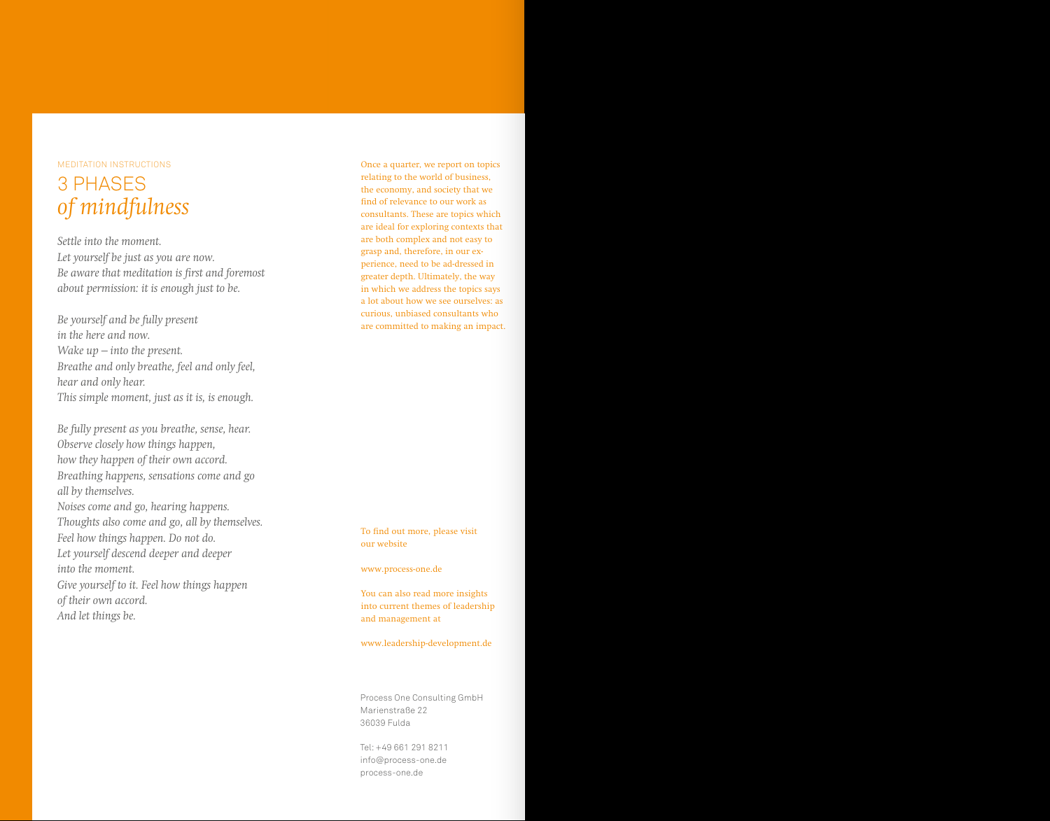MEDITATION INSTRUCTIONS

# 3 PHASES *of mindfulness*

*Settle into the moment.*
*Let yourself be just as you are now.*
*Be aware that meditation is first and foremost about permission: it is enough just to be.*

*Be yourself and be fully present in the here and now.*
*Wake up – into the present.*
*Breathe and only breathe, feel and only feel, hear and only hear.*
*This simple moment, just as it is, is enough.*

*Be fully present as you breathe, sense, hear.*
*Observe closely how things happen, how they happen of their own accord.*
*Breathing happens, sensations come and go all by themselves.*
*Noises come and go, hearing happens.*
*Thoughts also come and go, all by themselves.*
*Feel how things happen. Do not do.*
*Let yourself descend deeper and deeper into the moment.*
*Give yourself to it. Feel how things happen of their own accord.*
*And let things be.*

Once a quarter, we report on topics relating to the world of business, the economy, and society that we find of relevance to our work as consultants. These are topics which are ideal for exploring contexts that are both complex and not easy to grasp and, therefore, in our experience, need to be ad-dressed in greater depth. Ultimately, the way in which we address the topics says a lot about how we see ourselves: as curious, unbiased consultants who are committed to making an impact.

To find out more, please visit our website

www.process-one.de

You can also read more insights into current themes of leadership and management at

www.leadership-development.de

Process One Consulting GmbH
Marienstraße 22
36039 Fulda

Tel: +49 661 291 8211
info@process-one.de
process-one.de